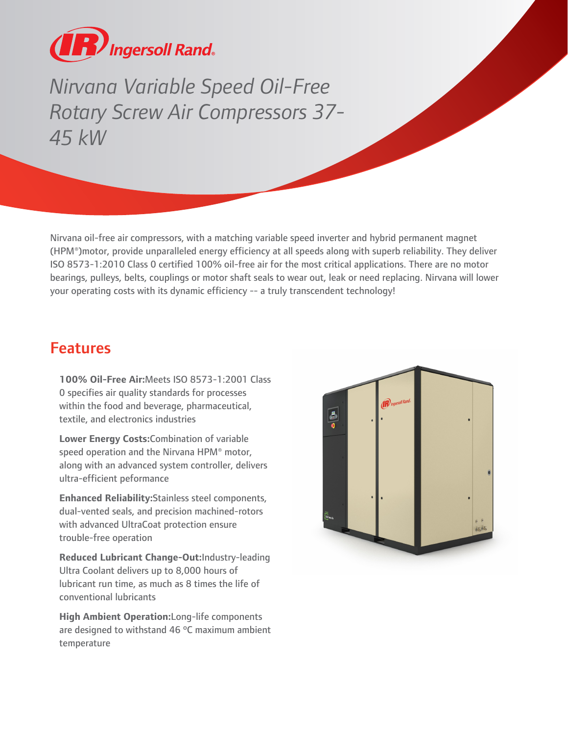Ingersoll Rand

# Nirvana Variable Speed Oil-Free Rotary Screw Air Compressors 37-45 kW

Nirvana oil-free air compressors, with a matching variable speed inverter and hybrid permanent magnet (HPM®)motor, provide unparalleled energy efficiency at all speeds along with superb reliability. They deliver ISO 8573-1:2010 Class 0 certified 100% oil-free air for the most critical applications. There are no motor bearings, pulleys, belts, couplings or motor shaft seals to wear out, leak or need replacing. Nirvana will lower your operating costs with its dynamic efficiency -- a truly transcendent technology!

## Features

**100% Oil-Free Air:**Meets ISO 8573-1:2001 Class 0 specifies air quality standards for processes within the food and beverage, pharmaceutical, textile, and electronics industries

**Lower Energy Costs:**Combination of variable speed operation and the Nirvana HPM® motor, along with an advanced system controller, delivers ultra-efficient peformance

**Enhanced Reliability:**Stainless steel components, dual-vented seals, and precision machined-rotors with advanced UltraCoat protection ensure trouble-free operation

**Reduced Lubricant Change-Out:**Industry-leading Ultra Coolant delivers up to 8,000 hours of lubricant run time, as much as 8 times the life of conventional lubricants

**High Ambient Operation:**Long-life components are designed to withstand 46 ºC maximum ambient temperature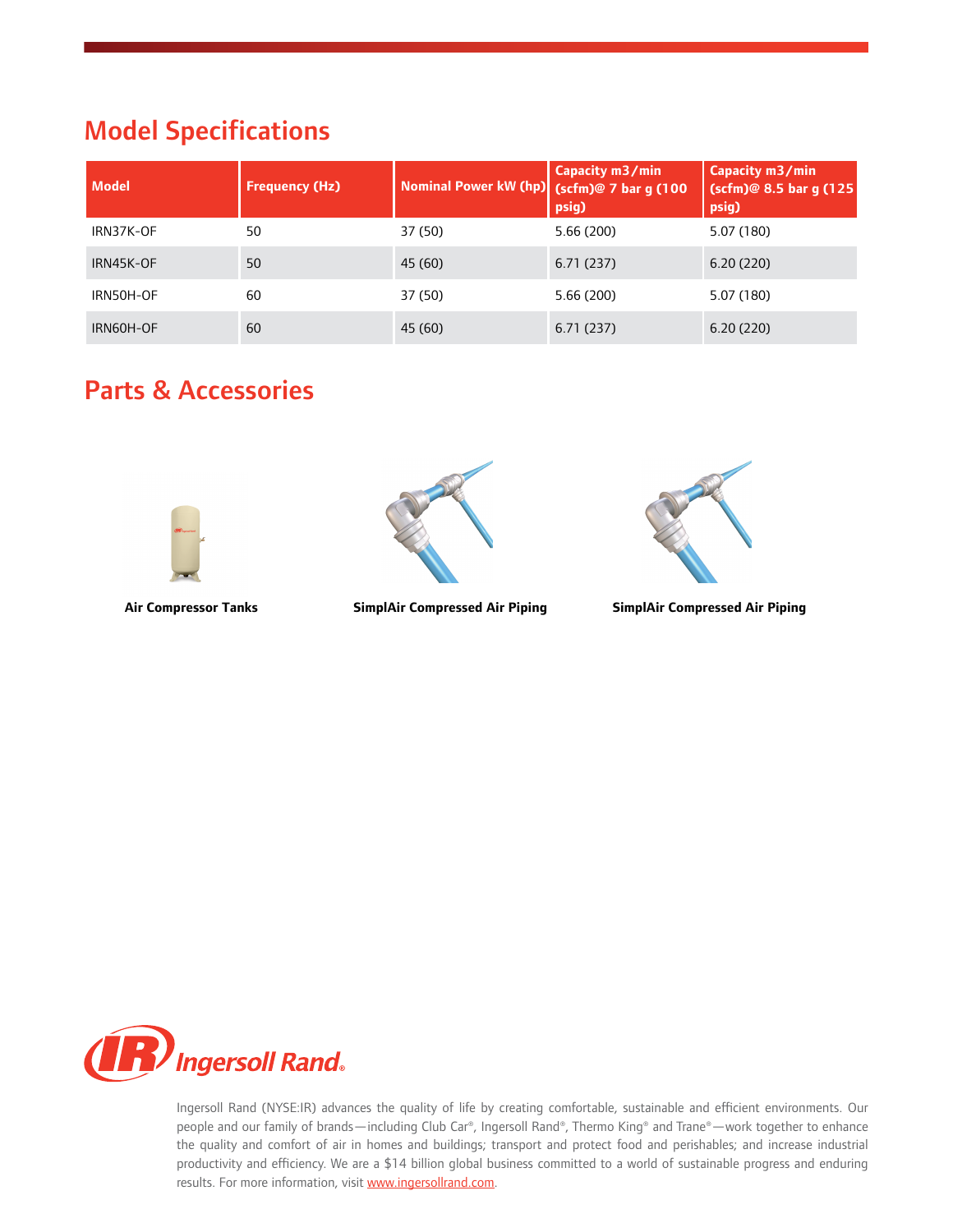## Model Specifications

| Model | Frequency (Hz) | Nominal Power kW (hp) | Capacity m3/min (scfm)@ 7 bar g (100 psig) | Capacity m3/min (scfm)@ 8.5 bar g (125 psig) |
|---|---|---|---|---|
| IRN37K-OF | 50 | 37 (50) | 5.66 (200) | 5.07 (180) |
| IRN45K-OF | 50 | 45 (60) | 6.71 (237) | 6.20 (220) |
| IRN50H-OF | 60 | 37 (50) | 5.66 (200) | 5.07 (180) |
| IRN60H-OF | 60 | 45 (60) | 6.71 (237) | 6.20 (220) |

## Parts & Accessories

**Air Compressor Tanks**

**SimplAir Compressed Air Piping**

**SimplAir Compressed Air Piping**

Ingersoll Rand

Ingersoll Rand (NYSE:IR) advances the quality of life by creating comfortable, sustainable and efficient environments. Our people and our family of brands—including Club Car®, Ingersoll Rand®, Thermo King® and Trane®—work together to enhance the quality and comfort of air in homes and buildings; transport and protect food and perishables; and increase industrial productivity and efficiency. We are a $14 billion global business committed to a world of sustainable progress and enduring results. For more information, visit www.ingersollrand.com.